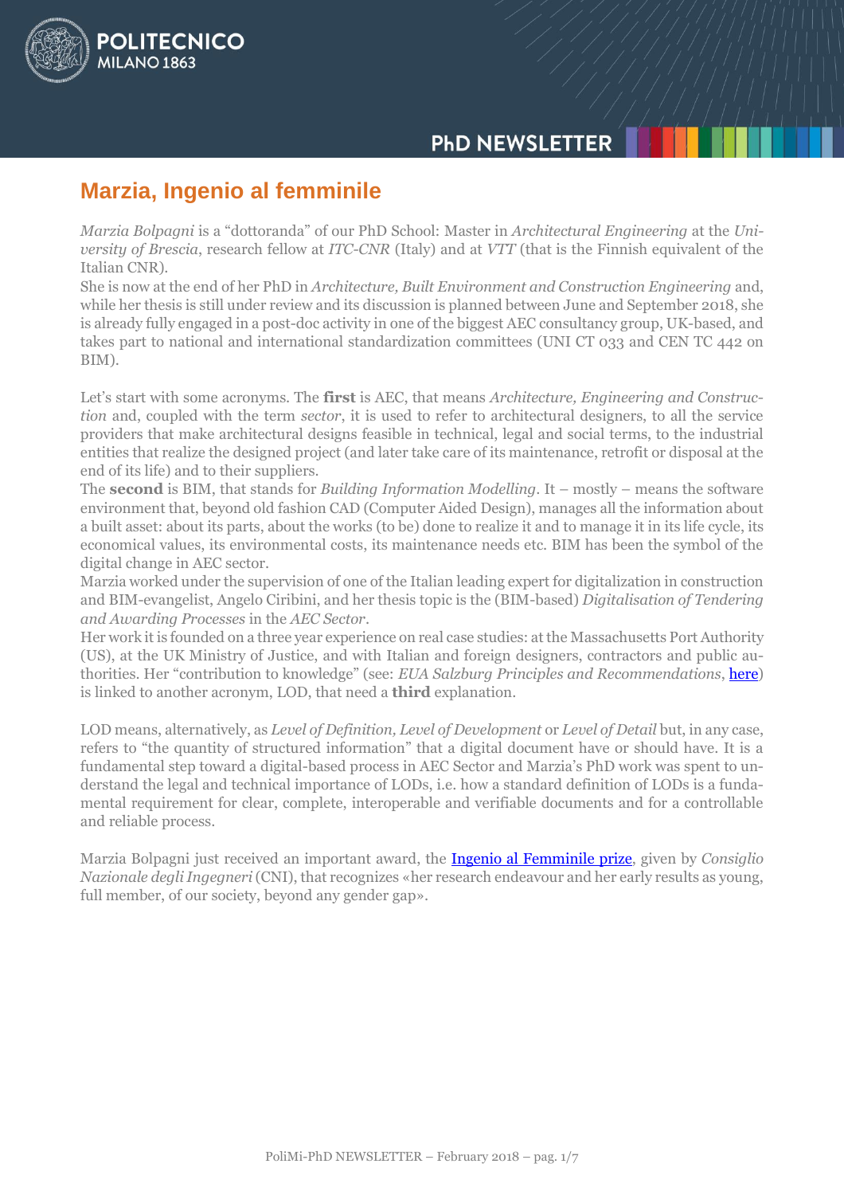## Marzia, Ingenio al femminile

*Marzia Bolpagni* is a "dottoranda" of our PhD School: Master in *Architectural Engineering* at the *University of Brescia*, research fellow at *ITC-CNR* (Italy) and at *VTT* (that is the Finnish equivalent of the Italian CNR).
She is now at the end of her PhD in *Architecture, Built Environment and Construction Engineering* and, while her thesis is still under review and its discussion is planned between June and September 2018, she is already fully engaged in a post-doc activity in one of the biggest AEC consultancy group, UK-based, and takes part to national and international standardization committees (UNI CT 033 and CEN TC 442 on BIM).

Let's start with some acronyms. The **first** is AEC, that means *Architecture, Engineering and Construction* and, coupled with the term *sector*, it is used to refer to architectural designers, to all the service providers that make architectural designs feasible in technical, legal and social terms, to the industrial entities that realize the designed project (and later take care of its maintenance, retrofit or disposal at the end of its life) and to their suppliers.
The **second** is BIM, that stands for *Building Information Modelling*. It – mostly – means the software environment that, beyond old fashion CAD (Computer Aided Design), manages all the information about a built asset: about its parts, about the works (to be) done to realize it and to manage it in its life cycle, its economical values, its environmental costs, its maintenance needs etc. BIM has been the symbol of the digital change in AEC sector.
Marzia worked under the supervision of one of the Italian leading expert for digitalization in construction and BIM-evangelist, Angelo Ciribini, and her thesis topic is the (BIM-based) *Digitalisation of Tendering and Awarding Processes* in the *AEC Sector*.
Her work it is founded on a three year experience on real case studies: at the Massachusetts Port Authority (US), at the UK Ministry of Justice, and with Italian and foreign designers, contractors and public authorities. Her "contribution to knowledge" (see: *EUA Salzburg Principles and Recommendations*, here) is linked to another acronym, LOD, that need a **third** explanation.

LOD means, alternatively, as *Level of Definition, Level of Development* or *Level of Detail* but, in any case, refers to "the quantity of structured information" that a digital document have or should have. It is a fundamental step toward a digital-based process in AEC Sector and Marzia's PhD work was spent to understand the legal and technical importance of LODs, i.e. how a standard definition of LODs is a fundamental requirement for clear, complete, interoperable and verifiable documents and for a controllable and reliable process.

Marzia Bolpagni just received an important award, the Ingenio al Femminile prize, given by *Consiglio Nazionale degli Ingegneri* (CNI), that recognizes «her research endeavour and her early results as young, full member, of our society, beyond any gender gap».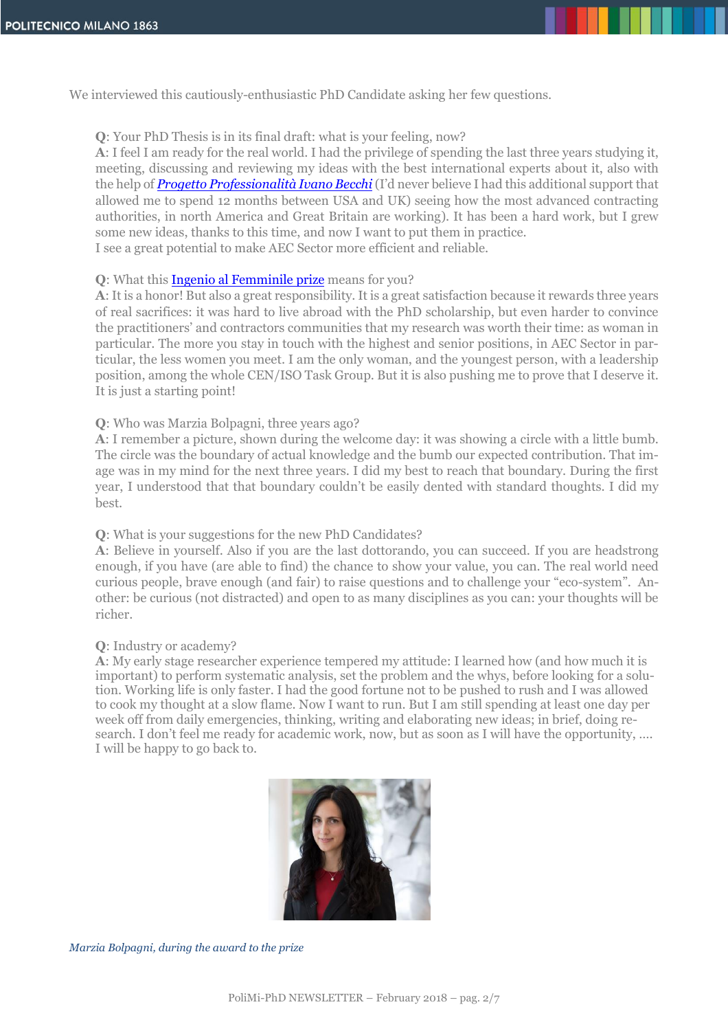We interviewed this cautiously-enthusiastic PhD Candidate asking her few questions.

**Q**: Your PhD Thesis is in its final draft: what is your feeling, now?
**A**: I feel I am ready for the real world. I had the privilege of spending the last three years studying it, meeting, discussing and reviewing my ideas with the best international experts about it, also with the help of ***Progetto Professionalità Ivano Becchi*** (I'd never believe I had this additional support that allowed me to spend 12 months between USA and UK) seeing how the most advanced contracting authorities, in north America and Great Britain are working). It has been a hard work, but I grew some new ideas, thanks to this time, and now I want to put them in practice.
I see a great potential to make AEC Sector more efficient and reliable.

**Q**: What this Ingenio al Femminile prize means for you?
**A**: It is a honor! But also a great responsibility. It is a great satisfaction because it rewards three years of real sacrifices: it was hard to live abroad with the PhD scholarship, but even harder to convince the practitioners' and contractors communities that my research was worth their time: as woman in particular. The more you stay in touch with the highest and senior positions, in AEC Sector in particular, the less women you meet. I am the only woman, and the youngest person, with a leadership position, among the whole CEN/ISO Task Group. But it is also pushing me to prove that I deserve it. It is just a starting point!

**Q**: Who was Marzia Bolpagni, three years ago?
**A**: I remember a picture, shown during the welcome day: it was showing a circle with a little bumb. The circle was the boundary of actual knowledge and the bumb our expected contribution. That image was in my mind for the next three years. I did my best to reach that boundary. During the first year, I understood that that boundary couldn't be easily dented with standard thoughts. I did my best.

**Q**: What is your suggestions for the new PhD Candidates?
**A**: Believe in yourself. Also if you are the last dottorando, you can succeed. If you are headstrong enough, if you have (are able to find) the chance to show your value, you can. The real world need curious people, brave enough (and fair) to raise questions and to challenge your "eco-system". Another: be curious (not distracted) and open to as many disciplines as you can: your thoughts will be richer.

**Q**: Industry or academy?
**A**: My early stage researcher experience tempered my attitude: I learned how (and how much it is important) to perform systematic analysis, set the problem and the whys, before looking for a solution. Working life is only faster. I had the good fortune not to be pushed to rush and I was allowed to cook my thought at a slow flame. Now I want to run. But I am still spending at least one day per week off from daily emergencies, thinking, writing and elaborating new ideas; in brief, doing research. I don't feel me ready for academic work, now, but as soon as I will have the opportunity, …. I will be happy to go back to.

*Marzia Bolpagni, during the award to the prize*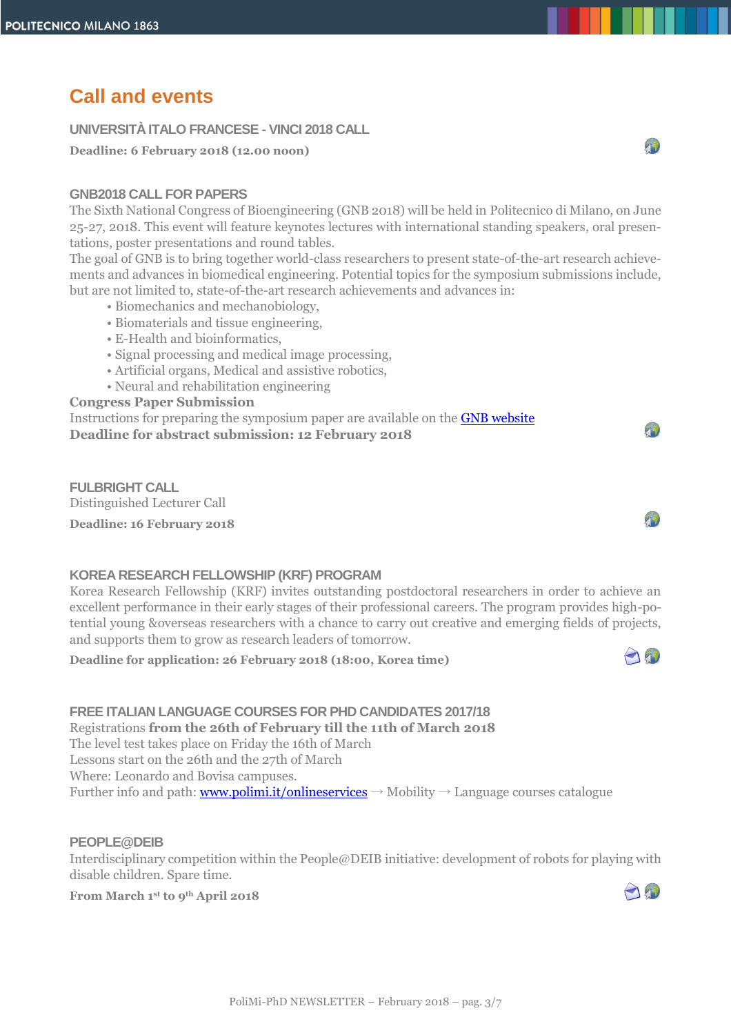# Call and events

### UNIVERSITÀ ITALO FRANCESE - VINCI 2018 CALL

**Deadline: 6 February 2018 (12.00 noon)**

### GNB2018 CALL FOR PAPERS

The Sixth National Congress of Bioengineering (GNB 2018) will be held in Politecnico di Milano, on June 25-27, 2018. This event will feature keynotes lectures with international standing speakers, oral presentations, poster presentations and round tables.

The goal of GNB is to bring together world-class researchers to present state-of-the-art research achievements and advances in biomedical engineering. Potential topics for the symposium submissions include, but are not limited to, state-of-the-art research achievements and advances in:

- Biomechanics and mechanobiology,
- Biomaterials and tissue engineering,
- E-Health and bioinformatics,
- Signal processing and medical image processing,
- Artificial organs, Medical and assistive robotics,
- Neural and rehabilitation engineering

**Congress Paper Submission**

Instructions for preparing the symposium paper are available on the GNB website

**Deadline for abstract submission: 12 February 2018**

### FULBRIGHT CALL

Distinguished Lecturer Call

**Deadline: 16 February 2018**

### KOREA RESEARCH FELLOWSHIP (KRF) PROGRAM

Korea Research Fellowship (KRF) invites outstanding postdoctoral researchers in order to achieve an excellent performance in their early stages of their professional careers. The program provides high-potential young &overseas researchers with a chance to carry out creative and emerging fields of projects, and supports them to grow as research leaders of tomorrow.

**Deadline for application: 26 February 2018 (18:00, Korea time)**

### FREE ITALIAN LANGUAGE COURSES FOR PHD CANDIDATES 2017/18

Registrations **from the 26th of February till the 11th of March 2018**

The level test takes place on Friday the 16th of March

Lessons start on the 26th and the 27th of March

Where: Leonardo and Bovisa campuses.

Further info and path: www.polimi.it/onlineservices → Mobility → Language courses catalogue

### PEOPLE@DEIB

Interdisciplinary competition within the People@DEIB initiative: development of robots for playing with disable children. Spare time.

**From March 1st to 9th April 2018**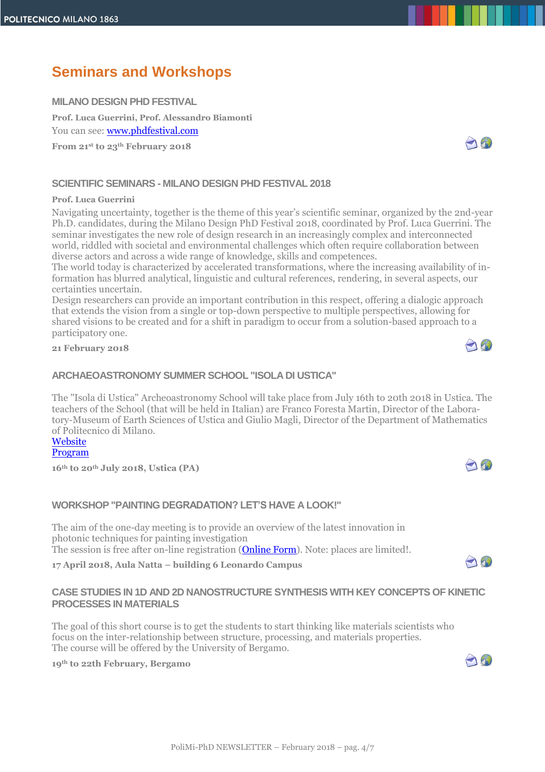# Seminars and Workshops

## MILANO DESIGN PHD FESTIVAL

**Prof. Luca Guerrini, Prof. Alessandro Biamonti**

You can see: [www.phdfestival.com](www.phdfestival.com)

**From 21st to 23th February 2018**

## SCIENTIFIC SEMINARS - MILANO DESIGN PHD FESTIVAL 2018

**Prof. Luca Guerrini**

Navigating uncertainty, together is the theme of this year's scientific seminar, organized by the 2nd-year Ph.D. candidates, during the Milano Design PhD Festival 2018, coordinated by Prof. Luca Guerrini. The seminar investigates the new role of design research in an increasingly complex and interconnected world, riddled with societal and environmental challenges which often require collaboration between diverse actors and across a wide range of knowledge, skills and competences.

The world today is characterized by accelerated transformations, where the increasing availability of information has blurred analytical, linguistic and cultural references, rendering, in several aspects, our certainties uncertain.

Design researchers can provide an important contribution in this respect, offering a dialogic approach that extends the vision from a single or top-down perspective to multiple perspectives, allowing for shared visions to be created and for a shift in paradigm to occur from a solution-based approach to a participatory one.

**21 February 2018**

## ARCHAEOASTRONOMY SUMMER SCHOOL "ISOLA DI USTICA"

The "Isola di Ustica" Archeoastronomy School will take place from July 16th to 20th 2018 in Ustica. The teachers of the School (that will be held in Italian) are Franco Foresta Martin, Director of the Laboratory-Museum of Earth Sciences of Ustica and Giulio Magli, Director of the Department of Mathematics of Politecnico di Milano.

Website

Program

**16th to 20th July 2018, Ustica (PA)**

## WORKSHOP "PAINTING DEGRADATION? LET'S HAVE A LOOK!"

The aim of the one-day meeting is to provide an overview of the latest innovation in photonic techniques for painting investigation

The session is free after on-line registration (Online Form). Note: places are limited!.

**17 April 2018, Aula Natta – building 6 Leonardo Campus**

## CASE STUDIES IN 1D AND 2D NANOSTRUCTURE SYNTHESIS WITH KEY CONCEPTS OF KINETIC PROCESSES IN MATERIALS

The goal of this short course is to get the students to start thinking like materials scientists who focus on the inter-relationship between structure, processing, and materials properties.

The course will be offered by the University of Bergamo.

**19th to 22th February, Bergamo**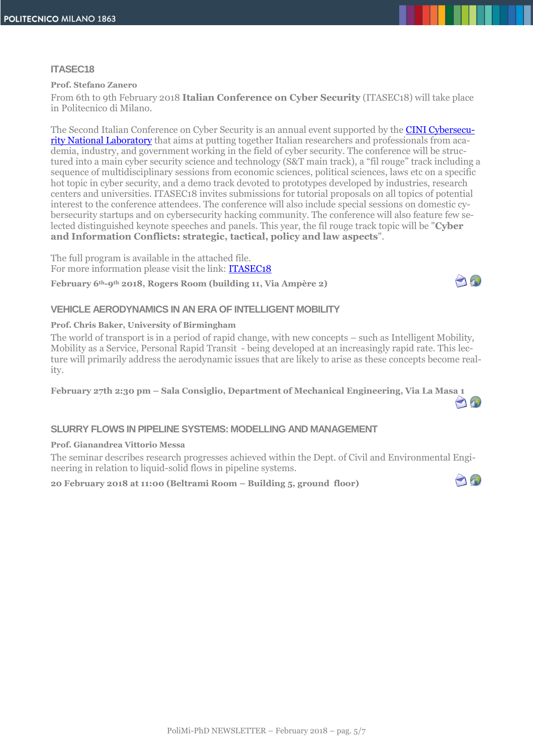## ITASEC18

**Prof. Stefano Zanero**

From 6th to 9th February 2018 **Italian Conference on Cyber Security** (ITASEC18) will take place in Politecnico di Milano.

The Second Italian Conference on Cyber Security is an annual event supported by the CINI Cybersecurity National Laboratory that aims at putting together Italian researchers and professionals from academia, industry, and government working in the field of cyber security. The conference will be structured into a main cyber security science and technology (S&T main track), a "fil rouge" track including a sequence of multidisciplinary sessions from economic sciences, political sciences, laws etc on a specific hot topic in cyber security, and a demo track devoted to prototypes developed by industries, research centers and universities. ITASEC18 invites submissions for tutorial proposals on all topics of potential interest to the conference attendees. The conference will also include special sessions on domestic cybersecurity startups and on cybersecurity hacking community. The conference will also feature few selected distinguished keynote speeches and panels. This year, the fil rouge track topic will be "**Cyber and Information Conflicts: strategic, tactical, policy and law aspects**".

The full program is available in the attached file.
For more information please visit the link: ITASEC18

**February 6th-9th 2018, Rogers Room (building 11, Via Ampère 2)**

## VEHICLE AERODYNAMICS IN AN ERA OF INTELLIGENT MOBILITY

**Prof. Chris Baker, University of Birmingham**

The world of transport is in a period of rapid change, with new concepts – such as Intelligent Mobility, Mobility as a Service, Personal Rapid Transit - being developed at an increasingly rapid rate. This lecture will primarily address the aerodynamic issues that are likely to arise as these concepts become reality.

**February 27th 2:30 pm – Sala Consiglio, Department of Mechanical Engineering, Via La Masa 1**

## SLURRY FLOWS IN PIPELINE SYSTEMS: MODELLING AND MANAGEMENT

**Prof. Gianandrea Vittorio Messa**

The seminar describes research progresses achieved within the Dept. of Civil and Environmental Engineering in relation to liquid-solid flows in pipeline systems.

**20 February 2018 at 11:00 (Beltrami Room – Building 5, ground floor)**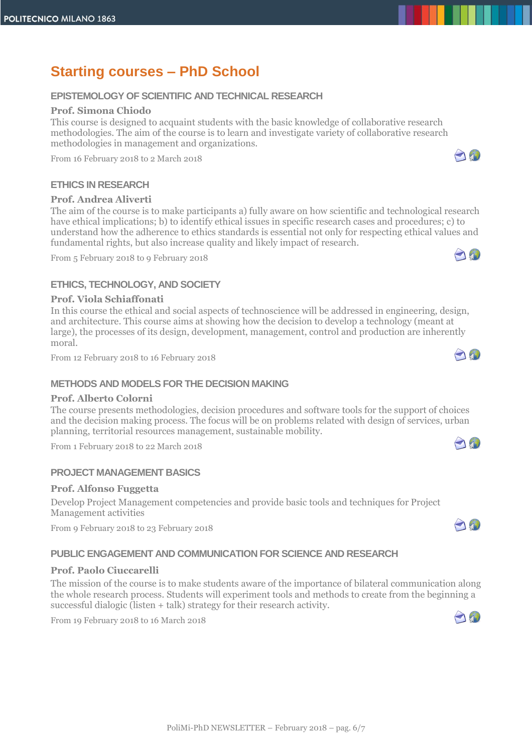# Starting courses – PhD School

### EPISTEMOLOGY OF SCIENTIFIC AND TECHNICAL RESEARCH

**Prof. Simona Chiodo**

This course is designed to acquaint students with the basic knowledge of collaborative research methodologies. The aim of the course is to learn and investigate variety of collaborative research methodologies in management and organizations.

From 16 February 2018 to 2 March 2018

### ETHICS IN RESEARCH

**Prof. Andrea Aliverti**

The aim of the course is to make participants a) fully aware on how scientific and technological research have ethical implications; b) to identify ethical issues in specific research cases and procedures; c) to understand how the adherence to ethics standards is essential not only for respecting ethical values and fundamental rights, but also increase quality and likely impact of research.

From 5 February 2018 to 9 February 2018

### ETHICS, TECHNOLOGY, AND SOCIETY

**Prof. Viola Schiaffonati**

In this course the ethical and social aspects of technoscience will be addressed in engineering, design, and architecture. This course aims at showing how the decision to develop a technology (meant at large), the processes of its design, development, management, control and production are inherently moral.

From 12 February 2018 to 16 February 2018

### METHODS AND MODELS FOR THE DECISION MAKING

**Prof. Alberto Colorni**

The course presents methodologies, decision procedures and software tools for the support of choices and the decision making process. The focus will be on problems related with design of services, urban planning, territorial resources management, sustainable mobility.

From 1 February 2018 to 22 March 2018

### PROJECT MANAGEMENT BASICS

**Prof. Alfonso Fuggetta**

Develop Project Management competencies and provide basic tools and techniques for Project Management activities

From 9 February 2018 to 23 February 2018

### PUBLIC ENGAGEMENT AND COMMUNICATION FOR SCIENCE AND RESEARCH

**Prof. Paolo Ciuccarelli**

The mission of the course is to make students aware of the importance of bilateral communication along the whole research process. Students will experiment tools and methods to create from the beginning a successful dialogic (listen + talk) strategy for their research activity.

From 19 February 2018 to 16 March 2018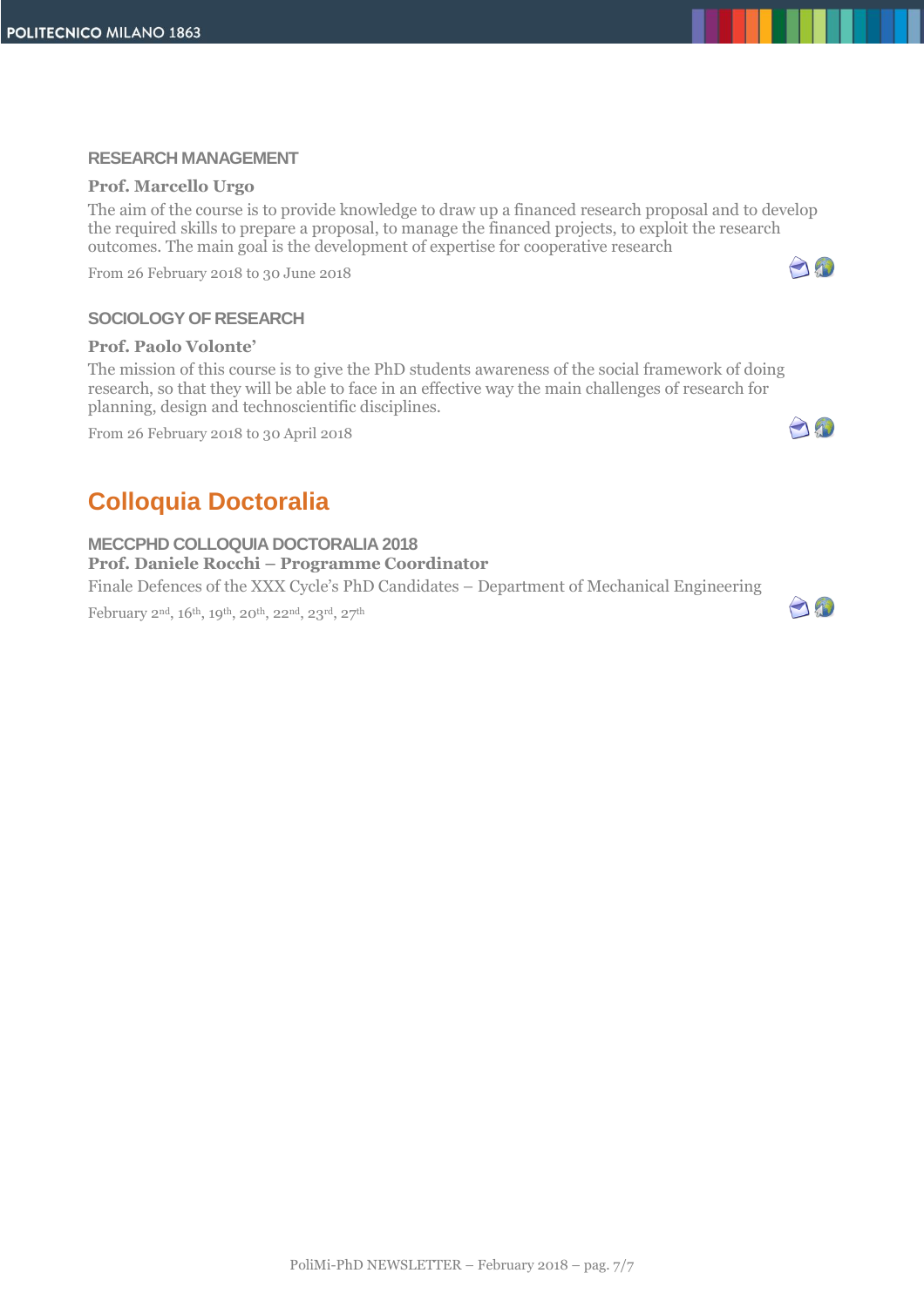### RESEARCH MANAGEMENT

**Prof. Marcello Urgo**

The aim of the course is to provide knowledge to draw up a financed research proposal and to develop the required skills to prepare a proposal, to manage the financed projects, to exploit the research outcomes. The main goal is the development of expertise for cooperative research

From 26 February 2018 to 30 June 2018

### SOCIOLOGY OF RESEARCH

**Prof. Paolo Volonte'**

The mission of this course is to give the PhD students awareness of the social framework of doing research, so that they will be able to face in an effective way the main challenges of research for planning, design and technoscientific disciplines.

From 26 February 2018 to 30 April 2018

## Colloquia Doctoralia

### MECCPHD COLLOQUIA DOCTORALIA 2018

**Prof. Daniele Rocchi – Programme Coordinator**

Finale Defences of the XXX Cycle's PhD Candidates – Department of Mechanical Engineering

February 2nd, 16th, 19th, 20th, 22nd, 23rd, 27th